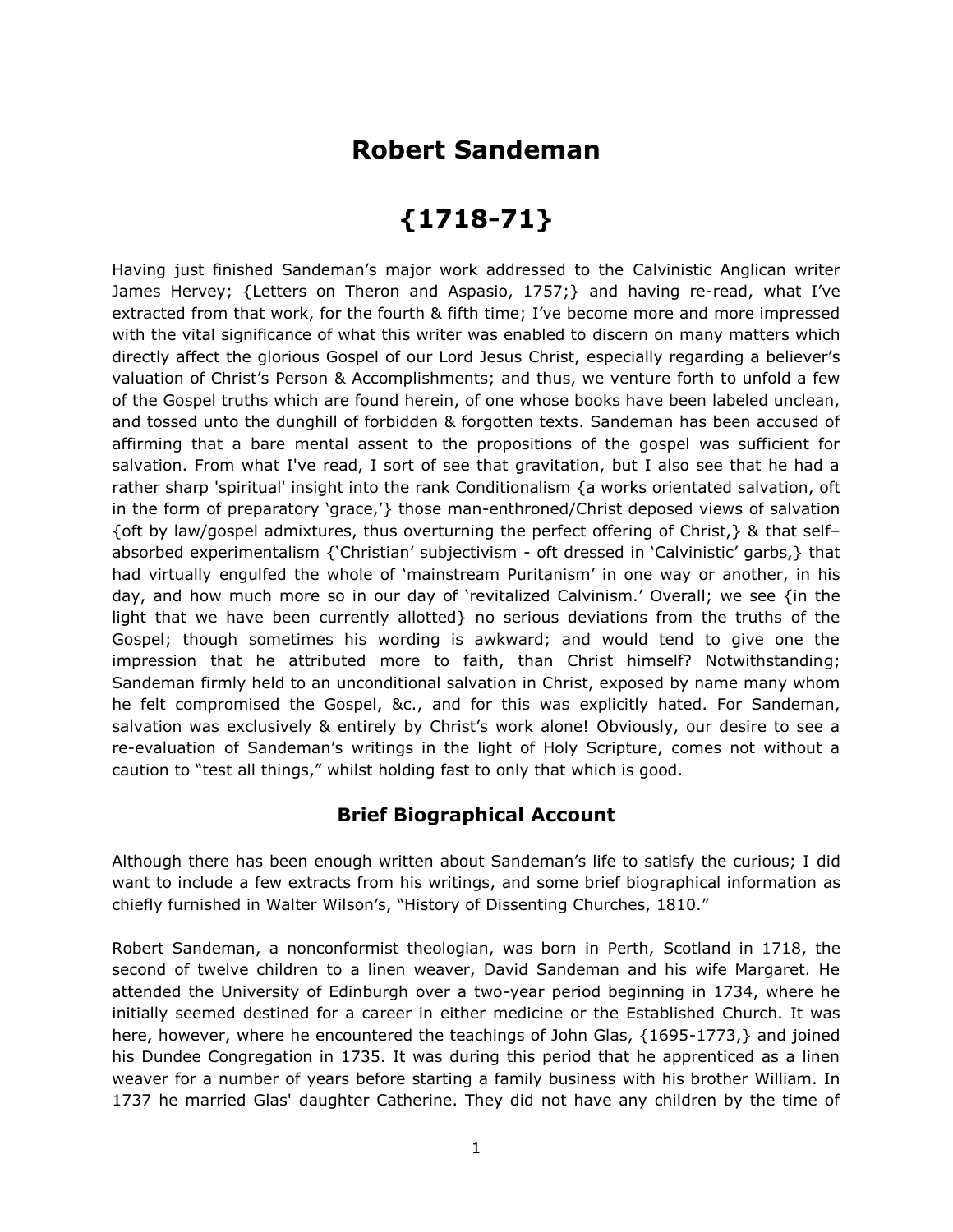# Robert Sandeman

# {1718-71}

Having just finished Sandeman's major work addressed to the Calvinistic Anglican writer James Hervey; {Letters on Theron and Aspasio, 1757;} and having re-read, what I've extracted from that work, for the fourth & fifth time; I've become more and more impressed with the vital significance of what this writer was enabled to discern on many matters which directly affect the glorious Gospel of our Lord Jesus Christ, especially regarding a believer's valuation of Christ's Person & Accomplishments; and thus, we venture forth to unfold a few of the Gospel truths which are found herein, of one whose books have been labeled unclean, and tossed unto the dunghill of forbidden & forgotten texts. Sandeman has been accused of affirming that a bare mental assent to the propositions of the gospel was sufficient for salvation. From what I've read, I sort of see that gravitation, but I also see that he had a rather sharp 'spiritual' insight into the rank Conditionalism {a works orientated salvation, oft in the form of preparatory 'grace,'} those man-enthroned/Christ deposed views of salvation {oft by law/gospel admixtures, thus overturning the perfect offering of Christ,} & that self–absorbed experimentalism {'Christian' subjectivism - oft dressed in 'Calvinistic' garbs,} that had virtually engulfed the whole of 'mainstream Puritanism' in one way or another, in his day, and how much more so in our day of 'revitalized Calvinism.' Overall; we see {in the light that we have been currently allotted} no serious deviations from the truths of the Gospel; though sometimes his wording is awkward; and would tend to give one the impression that he attributed more to faith, than Christ himself? Notwithstanding; Sandeman firmly held to an unconditional salvation in Christ, exposed by name many whom he felt compromised the Gospel, &c., and for this was explicitly hated. For Sandeman, salvation was exclusively & entirely by Christ's work alone! Obviously, our desire to see a re-evaluation of Sandeman's writings in the light of Holy Scripture, comes not without a caution to "test all things," whilst holding fast to only that which is good.

### Brief Biographical Account

Although there has been enough written about Sandeman's life to satisfy the curious; I did want to include a few extracts from his writings, and some brief biographical information as chiefly furnished in Walter Wilson's, "History of Dissenting Churches, 1810."

Robert Sandeman, a nonconformist theologian, was born in Perth, Scotland in 1718, the second of twelve children to a linen weaver, David Sandeman and his wife Margaret. He attended the University of Edinburgh over a two-year period beginning in 1734, where he initially seemed destined for a career in either medicine or the Established Church. It was here, however, where he encountered the teachings of John Glas, {1695-1773,} and joined his Dundee Congregation in 1735. It was during this period that he apprenticed as a linen weaver for a number of years before starting a family business with his brother William. In 1737 he married Glas' daughter Catherine. They did not have any children by the time of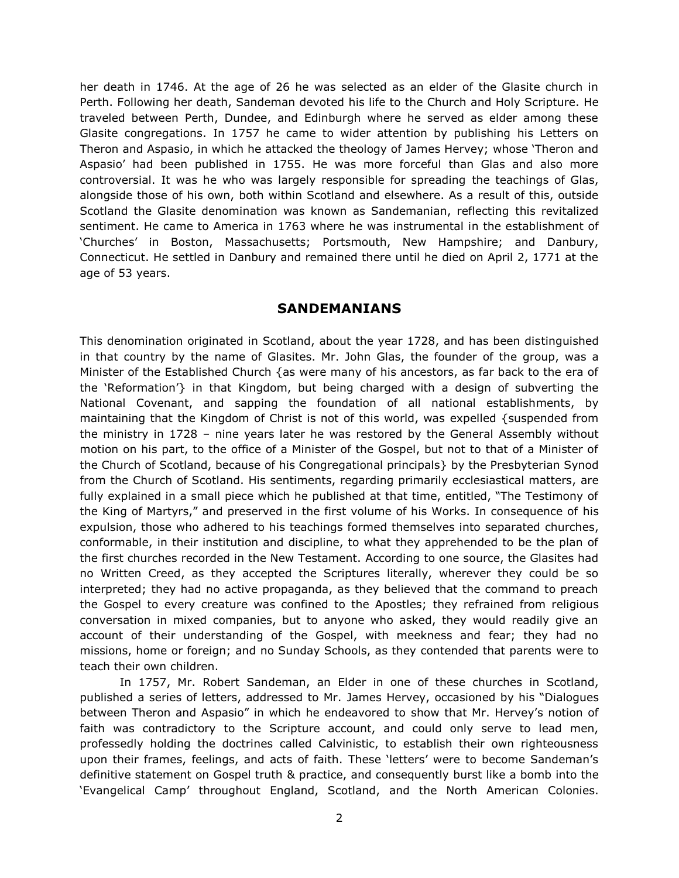her death in 1746. At the age of 26 he was selected as an elder of the Glasite church in Perth. Following her death, Sandeman devoted his life to the Church and Holy Scripture. He traveled between Perth, Dundee, and Edinburgh where he served as elder among these Glasite congregations. In 1757 he came to wider attention by publishing his Letters on Theron and Aspasio, in which he attacked the theology of James Hervey; whose 'Theron and Aspasio' had been published in 1755. He was more forceful than Glas and also more controversial. It was he who was largely responsible for spreading the teachings of Glas, alongside those of his own, both within Scotland and elsewhere. As a result of this, outside Scotland the Glasite denomination was known as Sandemanian, reflecting this revitalized sentiment. He came to America in 1763 where he was instrumental in the establishment of 'Churches' in Boston, Massachusetts; Portsmouth, New Hampshire; and Danbury, Connecticut. He settled in Danbury and remained there until he died on April 2, 1771 at the age of 53 years.

## SANDEMANIANS

This denomination originated in Scotland, about the year 1728, and has been distinguished in that country by the name of Glasites. Mr. John Glas, the founder of the group, was a Minister of the Established Church {as were many of his ancestors, as far back to the era of the 'Reformation'} in that Kingdom, but being charged with a design of subverting the National Covenant, and sapping the foundation of all national establishments, by maintaining that the Kingdom of Christ is not of this world, was expelled {suspended from the ministry in 1728 – nine years later he was restored by the General Assembly without motion on his part, to the office of a Minister of the Gospel, but not to that of a Minister of the Church of Scotland, because of his Congregational principals} by the Presbyterian Synod from the Church of Scotland. His sentiments, regarding primarily ecclesiastical matters, are fully explained in a small piece which he published at that time, entitled, "The Testimony of the King of Martyrs," and preserved in the first volume of his Works. In consequence of his expulsion, those who adhered to his teachings formed themselves into separated churches, conformable, in their institution and discipline, to what they apprehended to be the plan of the first churches recorded in the New Testament. According to one source, the Glasites had no Written Creed, as they accepted the Scriptures literally, wherever they could be so interpreted; they had no active propaganda, as they believed that the command to preach the Gospel to every creature was confined to the Apostles; they refrained from religious conversation in mixed companies, but to anyone who asked, they would readily give an account of their understanding of the Gospel, with meekness and fear; they had no missions, home or foreign; and no Sunday Schools, as they contended that parents were to teach their own children.

In 1757, Mr. Robert Sandeman, an Elder in one of these churches in Scotland, published a series of letters, addressed to Mr. James Hervey, occasioned by his "Dialogues between Theron and Aspasio" in which he endeavored to show that Mr. Hervey's notion of faith was contradictory to the Scripture account, and could only serve to lead men, professedly holding the doctrines called Calvinistic, to establish their own righteousness upon their frames, feelings, and acts of faith. These 'letters' were to become Sandeman's definitive statement on Gospel truth & practice, and consequently burst like a bomb into the 'Evangelical Camp' throughout England, Scotland, and the North American Colonies.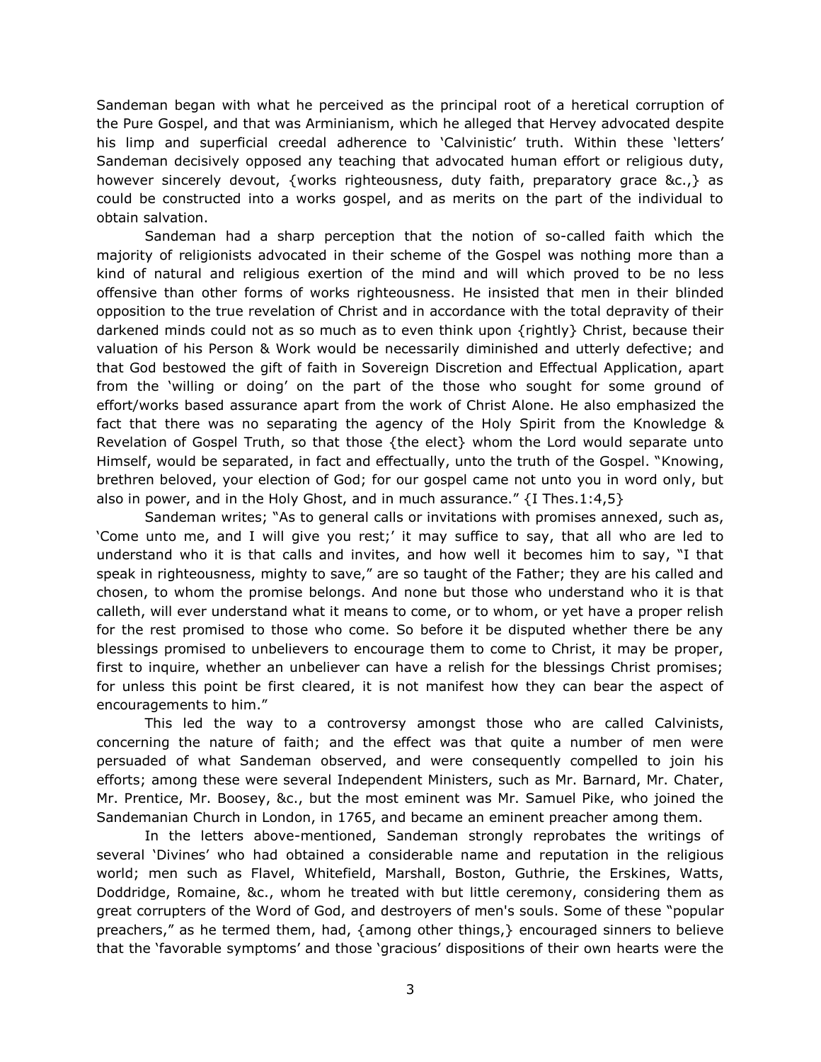Sandeman began with what he perceived as the principal root of a heretical corruption of the Pure Gospel, and that was Arminianism, which he alleged that Hervey advocated despite his limp and superficial creedal adherence to 'Calvinistic' truth. Within these 'letters' Sandeman decisively opposed any teaching that advocated human effort or religious duty, however sincerely devout, {works righteousness, duty faith, preparatory grace &c.,} as could be constructed into a works gospel, and as merits on the part of the individual to obtain salvation.

Sandeman had a sharp perception that the notion of so-called faith which the majority of religionists advocated in their scheme of the Gospel was nothing more than a kind of natural and religious exertion of the mind and will which proved to be no less offensive than other forms of works righteousness. He insisted that men in their blinded opposition to the true revelation of Christ and in accordance with the total depravity of their darkened minds could not as so much as to even think upon {rightly} Christ, because their valuation of his Person & Work would be necessarily diminished and utterly defective; and that God bestowed the gift of faith in Sovereign Discretion and Effectual Application, apart from the 'willing or doing' on the part of the those who sought for some ground of effort/works based assurance apart from the work of Christ Alone. He also emphasized the fact that there was no separating the agency of the Holy Spirit from the Knowledge & Revelation of Gospel Truth, so that those {the elect} whom the Lord would separate unto Himself, would be separated, in fact and effectually, unto the truth of the Gospel. "Knowing, brethren beloved, your election of God; for our gospel came not unto you in word only, but also in power, and in the Holy Ghost, and in much assurance." {I Thes.1:4,5}

Sandeman writes; "As to general calls or invitations with promises annexed, such as, 'Come unto me, and I will give you rest;' it may suffice to say, that all who are led to understand who it is that calls and invites, and how well it becomes him to say, "I that speak in righteousness, mighty to save," are so taught of the Father; they are his called and chosen, to whom the promise belongs. And none but those who understand who it is that calleth, will ever understand what it means to come, or to whom, or yet have a proper relish for the rest promised to those who come. So before it be disputed whether there be any blessings promised to unbelievers to encourage them to come to Christ, it may be proper, first to inquire, whether an unbeliever can have a relish for the blessings Christ promises; for unless this point be first cleared, it is not manifest how they can bear the aspect of encouragements to him."

This led the way to a controversy amongst those who are called Calvinists, concerning the nature of faith; and the effect was that quite a number of men were persuaded of what Sandeman observed, and were consequently compelled to join his efforts; among these were several Independent Ministers, such as Mr. Barnard, Mr. Chater, Mr. Prentice, Mr. Boosey, &c., but the most eminent was Mr. Samuel Pike, who joined the Sandemanian Church in London, in 1765, and became an eminent preacher among them.

In the letters above-mentioned, Sandeman strongly reprobates the writings of several 'Divines' who had obtained a considerable name and reputation in the religious world; men such as Flavel, Whitefield, Marshall, Boston, Guthrie, the Erskines, Watts, Doddridge, Romaine, &c., whom he treated with but little ceremony, considering them as great corrupters of the Word of God, and destroyers of men's souls. Some of these "popular preachers," as he termed them, had, {among other things,} encouraged sinners to believe that the 'favorable symptoms' and those 'gracious' dispositions of their own hearts were the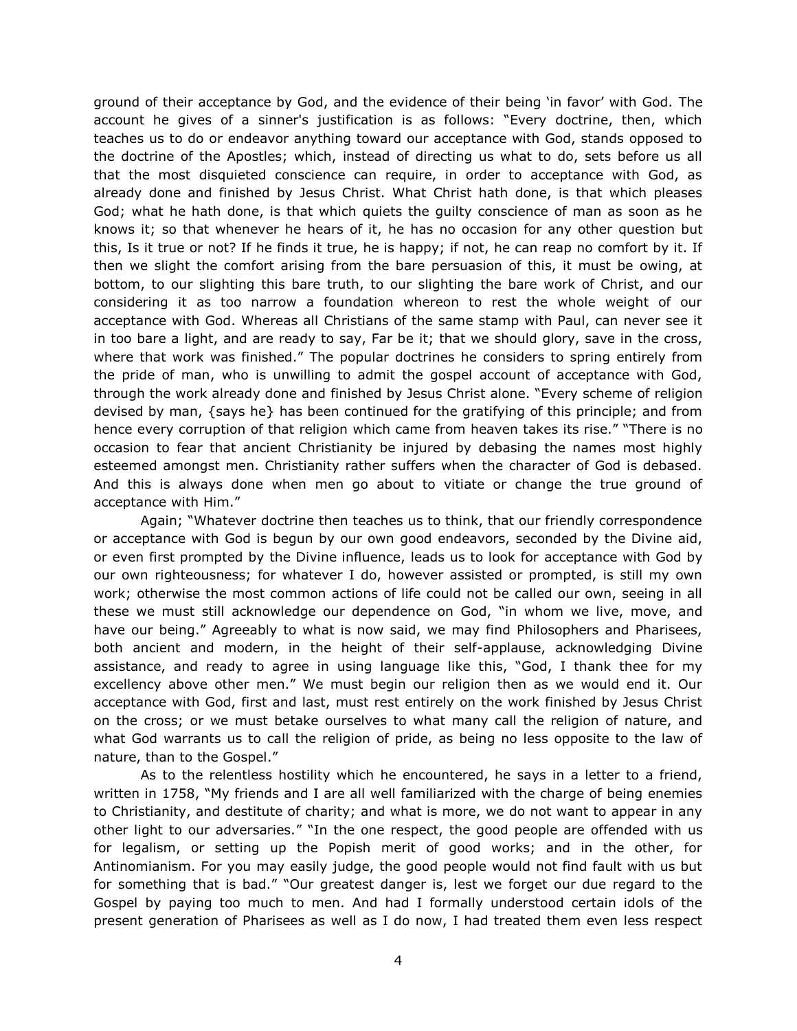ground of their acceptance by God, and the evidence of their being 'in favor' with God. The account he gives of a sinner's justification is as follows: "Every doctrine, then, which teaches us to do or endeavor anything toward our acceptance with God, stands opposed to the doctrine of the Apostles; which, instead of directing us what to do, sets before us all that the most disquieted conscience can require, in order to acceptance with God, as already done and finished by Jesus Christ. What Christ hath done, is that which pleases God; what he hath done, is that which quiets the guilty conscience of man as soon as he knows it; so that whenever he hears of it, he has no occasion for any other question but this, Is it true or not? If he finds it true, he is happy; if not, he can reap no comfort by it. If then we slight the comfort arising from the bare persuasion of this, it must be owing, at bottom, to our slighting this bare truth, to our slighting the bare work of Christ, and our considering it as too narrow a foundation whereon to rest the whole weight of our acceptance with God. Whereas all Christians of the same stamp with Paul, can never see it in too bare a light, and are ready to say, Far be it; that we should glory, save in the cross, where that work was finished." The popular doctrines he considers to spring entirely from the pride of man, who is unwilling to admit the gospel account of acceptance with God, through the work already done and finished by Jesus Christ alone. "Every scheme of religion devised by man, {says he} has been continued for the gratifying of this principle; and from hence every corruption of that religion which came from heaven takes its rise." "There is no occasion to fear that ancient Christianity be injured by debasing the names most highly esteemed amongst men. Christianity rather suffers when the character of God is debased. And this is always done when men go about to vitiate or change the true ground of acceptance with Him."

Again; "Whatever doctrine then teaches us to think, that our friendly correspondence or acceptance with God is begun by our own good endeavors, seconded by the Divine aid, or even first prompted by the Divine influence, leads us to look for acceptance with God by our own righteousness; for whatever I do, however assisted or prompted, is still my own work; otherwise the most common actions of life could not be called our own, seeing in all these we must still acknowledge our dependence on God, "in whom we live, move, and have our being." Agreeably to what is now said, we may find Philosophers and Pharisees, both ancient and modern, in the height of their self-applause, acknowledging Divine assistance, and ready to agree in using language like this, "God, I thank thee for my excellency above other men." We must begin our religion then as we would end it. Our acceptance with God, first and last, must rest entirely on the work finished by Jesus Christ on the cross; or we must betake ourselves to what many call the religion of nature, and what God warrants us to call the religion of pride, as being no less opposite to the law of nature, than to the Gospel."

As to the relentless hostility which he encountered, he says in a letter to a friend, written in 1758, "My friends and I are all well familiarized with the charge of being enemies to Christianity, and destitute of charity; and what is more, we do not want to appear in any other light to our adversaries." "In the one respect, the good people are offended with us for legalism, or setting up the Popish merit of good works; and in the other, for Antinomianism. For you may easily judge, the good people would not find fault with us but for something that is bad." "Our greatest danger is, lest we forget our due regard to the Gospel by paying too much to men. And had I formally understood certain idols of the present generation of Pharisees as well as I do now, I had treated them even less respect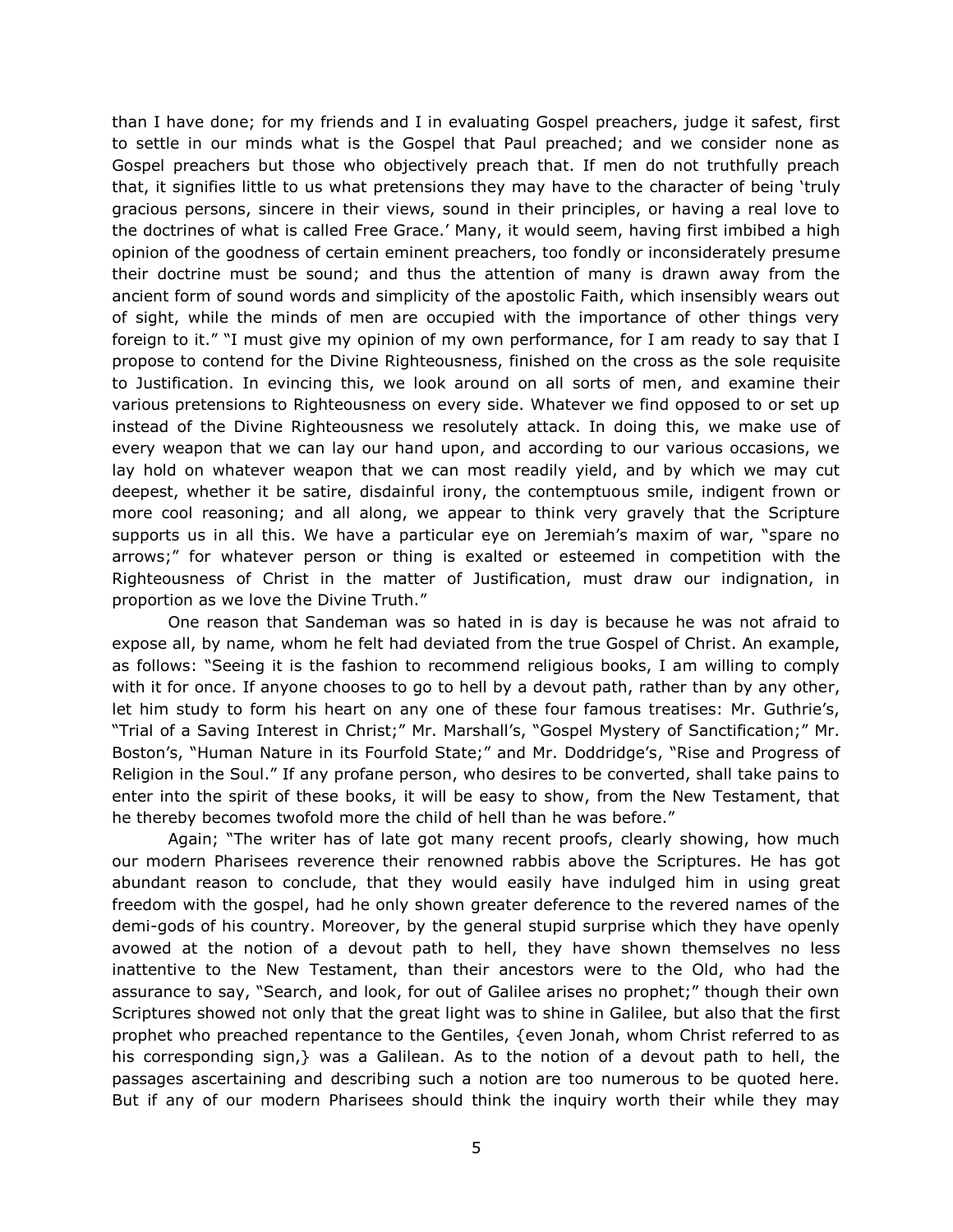than I have done; for my friends and I in evaluating Gospel preachers, judge it safest, first to settle in our minds what is the Gospel that Paul preached; and we consider none as Gospel preachers but those who objectively preach that. If men do not truthfully preach that, it signifies little to us what pretensions they may have to the character of being 'truly gracious persons, sincere in their views, sound in their principles, or having a real love to the doctrines of what is called Free Grace.' Many, it would seem, having first imbibed a high opinion of the goodness of certain eminent preachers, too fondly or inconsiderately presume their doctrine must be sound; and thus the attention of many is drawn away from the ancient form of sound words and simplicity of the apostolic Faith, which insensibly wears out of sight, while the minds of men are occupied with the importance of other things very foreign to it." "I must give my opinion of my own performance, for I am ready to say that I propose to contend for the Divine Righteousness, finished on the cross as the sole requisite to Justification. In evincing this, we look around on all sorts of men, and examine their various pretensions to Righteousness on every side. Whatever we find opposed to or set up instead of the Divine Righteousness we resolutely attack. In doing this, we make use of every weapon that we can lay our hand upon, and according to our various occasions, we lay hold on whatever weapon that we can most readily yield, and by which we may cut deepest, whether it be satire, disdainful irony, the contemptuous smile, indigent frown or more cool reasoning; and all along, we appear to think very gravely that the Scripture supports us in all this. We have a particular eye on Jeremiah's maxim of war, "spare no arrows;" for whatever person or thing is exalted or esteemed in competition with the Righteousness of Christ in the matter of Justification, must draw our indignation, in proportion as we love the Divine Truth."

One reason that Sandeman was so hated in is day is because he was not afraid to expose all, by name, whom he felt had deviated from the true Gospel of Christ. An example, as follows: "Seeing it is the fashion to recommend religious books, I am willing to comply with it for once. If anyone chooses to go to hell by a devout path, rather than by any other, let him study to form his heart on any one of these four famous treatises: Mr. Guthrie's, "Trial of a Saving Interest in Christ;" Mr. Marshall's, "Gospel Mystery of Sanctification;" Mr. Boston's, "Human Nature in its Fourfold State;" and Mr. Doddridge's, "Rise and Progress of Religion in the Soul." If any profane person, who desires to be converted, shall take pains to enter into the spirit of these books, it will be easy to show, from the New Testament, that he thereby becomes twofold more the child of hell than he was before."

Again; "The writer has of late got many recent proofs, clearly showing, how much our modern Pharisees reverence their renowned rabbis above the Scriptures. He has got abundant reason to conclude, that they would easily have indulged him in using great freedom with the gospel, had he only shown greater deference to the revered names of the demi-gods of his country. Moreover, by the general stupid surprise which they have openly avowed at the notion of a devout path to hell, they have shown themselves no less inattentive to the New Testament, than their ancestors were to the Old, who had the assurance to say, "Search, and look, for out of Galilee arises no prophet;" though their own Scriptures showed not only that the great light was to shine in Galilee, but also that the first prophet who preached repentance to the Gentiles, {even Jonah, whom Christ referred to as his corresponding sign,} was a Galilean. As to the notion of a devout path to hell, the passages ascertaining and describing such a notion are too numerous to be quoted here. But if any of our modern Pharisees should think the inquiry worth their while they may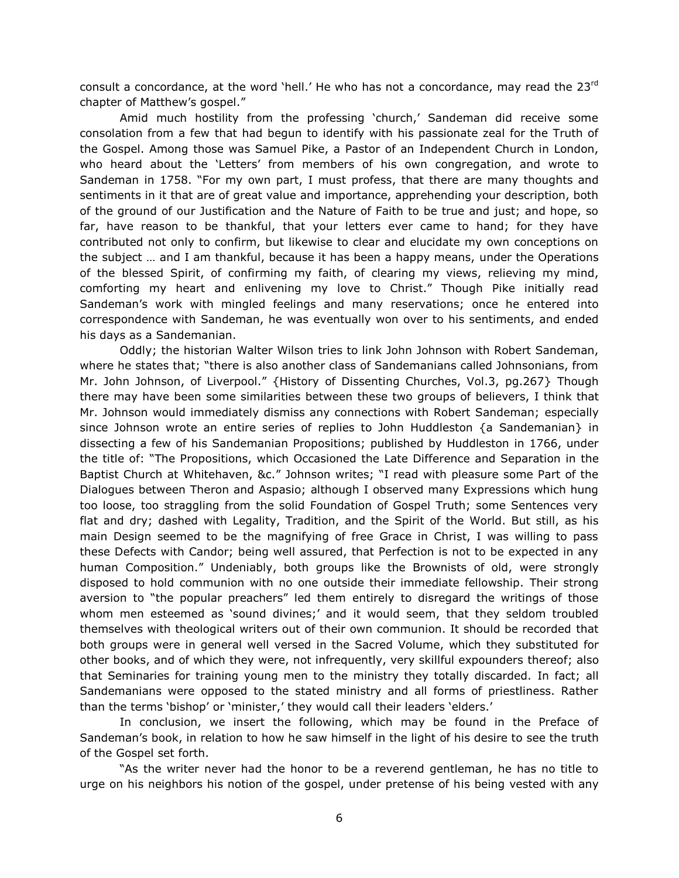consult a concordance, at the word 'hell.' He who has not a concordance, may read the 23rd chapter of Matthew's gospel."

Amid much hostility from the professing 'church,' Sandeman did receive some consolation from a few that had begun to identify with his passionate zeal for the Truth of the Gospel. Among those was Samuel Pike, a Pastor of an Independent Church in London, who heard about the 'Letters' from members of his own congregation, and wrote to Sandeman in 1758. "For my own part, I must profess, that there are many thoughts and sentiments in it that are of great value and importance, apprehending your description, both of the ground of our Justification and the Nature of Faith to be true and just; and hope, so far, have reason to be thankful, that your letters ever came to hand; for they have contributed not only to confirm, but likewise to clear and elucidate my own conceptions on the subject … and I am thankful, because it has been a happy means, under the Operations of the blessed Spirit, of confirming my faith, of clearing my views, relieving my mind, comforting my heart and enlivening my love to Christ." Though Pike initially read Sandeman's work with mingled feelings and many reservations; once he entered into correspondence with Sandeman, he was eventually won over to his sentiments, and ended his days as a Sandemanian.

Oddly; the historian Walter Wilson tries to link John Johnson with Robert Sandeman, where he states that; "there is also another class of Sandemanians called Johnsonians, from Mr. John Johnson, of Liverpool." {History of Dissenting Churches, Vol.3, pg.267} Though there may have been some similarities between these two groups of believers, I think that Mr. Johnson would immediately dismiss any connections with Robert Sandeman; especially since Johnson wrote an entire series of replies to John Huddleston {a Sandemanian} in dissecting a few of his Sandemanian Propositions; published by Huddleston in 1766, under the title of: "The Propositions, which Occasioned the Late Difference and Separation in the Baptist Church at Whitehaven, &c." Johnson writes; "I read with pleasure some Part of the Dialogues between Theron and Aspasio; although I observed many Expressions which hung too loose, too straggling from the solid Foundation of Gospel Truth; some Sentences very flat and dry; dashed with Legality, Tradition, and the Spirit of the World. But still, as his main Design seemed to be the magnifying of free Grace in Christ, I was willing to pass these Defects with Candor; being well assured, that Perfection is not to be expected in any human Composition." Undeniably, both groups like the Brownists of old, were strongly disposed to hold communion with no one outside their immediate fellowship. Their strong aversion to "the popular preachers" led them entirely to disregard the writings of those whom men esteemed as 'sound divines;' and it would seem, that they seldom troubled themselves with theological writers out of their own communion. It should be recorded that both groups were in general well versed in the Sacred Volume, which they substituted for other books, and of which they were, not infrequently, very skillful expounders thereof; also that Seminaries for training young men to the ministry they totally discarded. In fact; all Sandemanians were opposed to the stated ministry and all forms of priestliness. Rather than the terms 'bishop' or 'minister,' they would call their leaders 'elders.'

In conclusion, we insert the following, which may be found in the Preface of Sandeman's book, in relation to how he saw himself in the light of his desire to see the truth of the Gospel set forth.

"As the writer never had the honor to be a reverend gentleman, he has no title to urge on his neighbors his notion of the gospel, under pretense of his being vested with any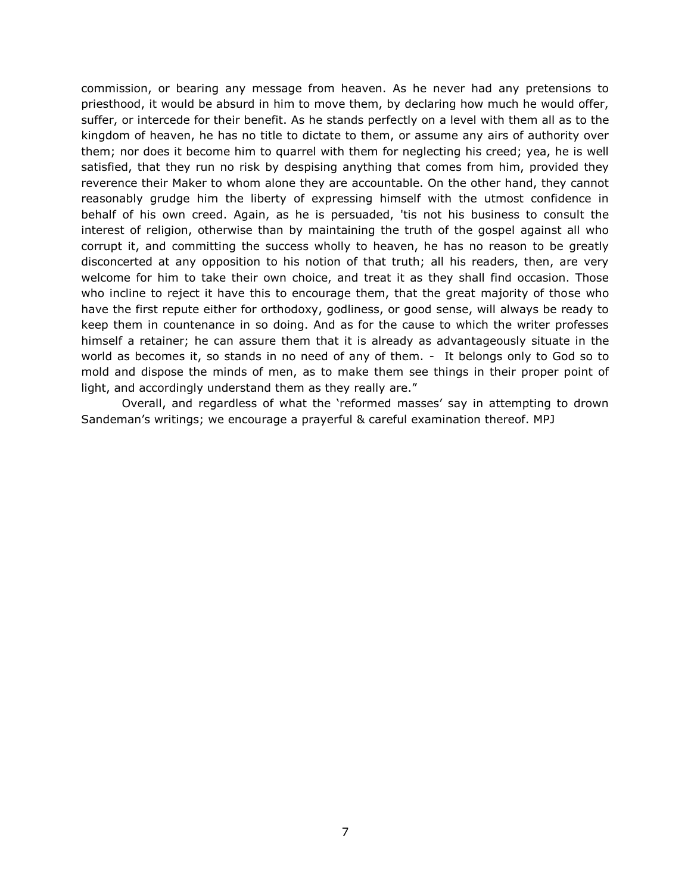commission, or bearing any message from heaven. As he never had any pretensions to priesthood, it would be absurd in him to move them, by declaring how much he would offer, suffer, or intercede for their benefit. As he stands perfectly on a level with them all as to the kingdom of heaven, he has no title to dictate to them, or assume any airs of authority over them; nor does it become him to quarrel with them for neglecting his creed; yea, he is well satisfied, that they run no risk by despising anything that comes from him, provided they reverence their Maker to whom alone they are accountable. On the other hand, they cannot reasonably grudge him the liberty of expressing himself with the utmost confidence in behalf of his own creed. Again, as he is persuaded, 'tis not his business to consult the interest of religion, otherwise than by maintaining the truth of the gospel against all who corrupt it, and committing the success wholly to heaven, he has no reason to be greatly disconcerted at any opposition to his notion of that truth; all his readers, then, are very welcome for him to take their own choice, and treat it as they shall find occasion. Those who incline to reject it have this to encourage them, that the great majority of those who have the first repute either for orthodoxy, godliness, or good sense, will always be ready to keep them in countenance in so doing. And as for the cause to which the writer professes himself a retainer; he can assure them that it is already as advantageously situate in the world as becomes it, so stands in no need of any of them. - It belongs only to God so to mold and dispose the minds of men, as to make them see things in their proper point of light, and accordingly understand them as they really are."

Overall, and regardless of what the 'reformed masses' say in attempting to drown Sandeman's writings; we encourage a prayerful & careful examination thereof. MPJ